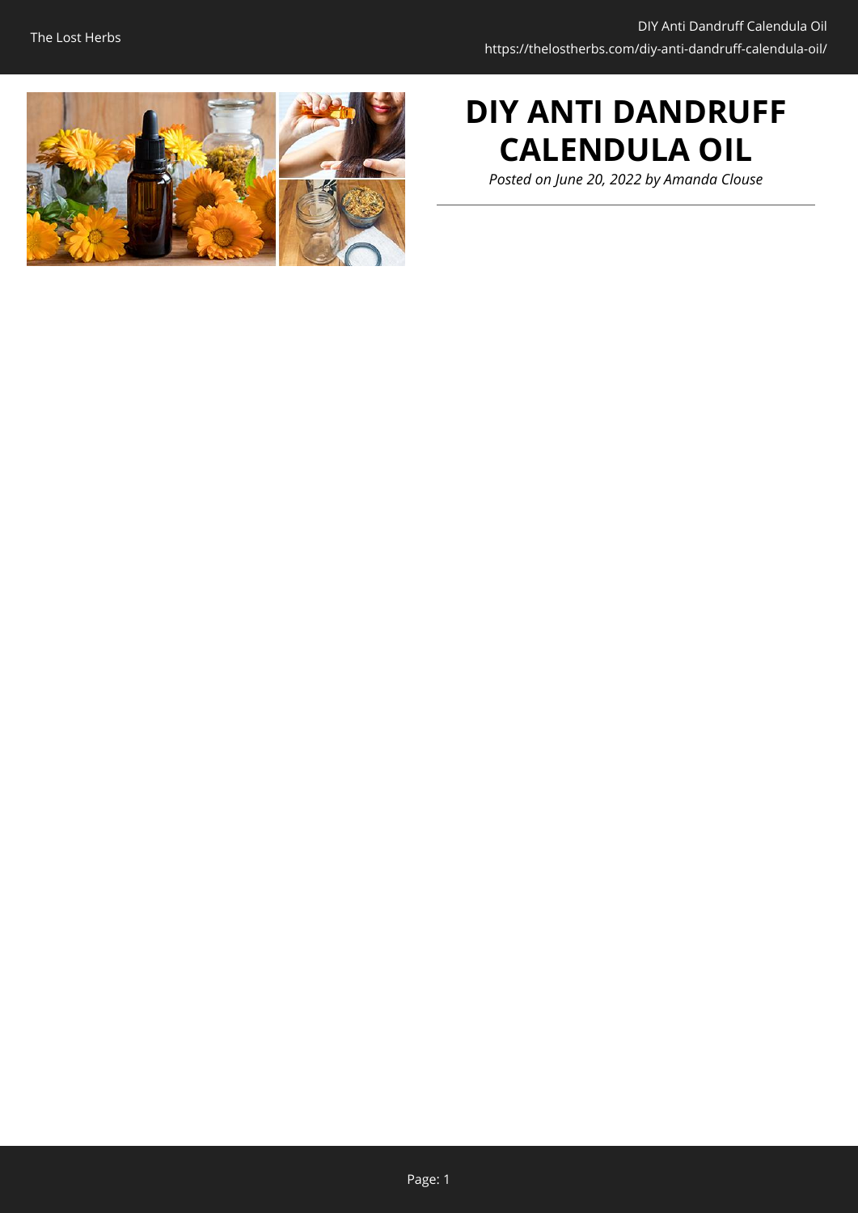# DIY ANTI DANDRUFF CALENDULA OIL

*Posted on June 20, 2022 by Amanda Clouse*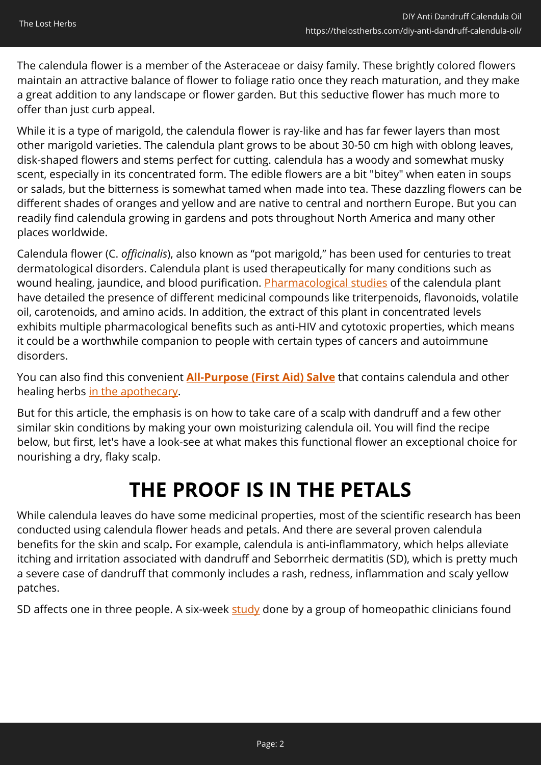The calendula flower is a member of the Asteraceae or daisy family. These brightly colored flowers maintain an attractive balance of flower to foliage ratio once they reach maturation, and they make a great addition to any landscape or flower garden. But this seductive flower has much more to offer than just curb appeal.

While it is a type of marigold, the calendula flower is ray-like and has far fewer layers than most other marigold varieties. The calendula plant grows to be about 30-50 cm high with oblong leaves, disk-shaped flowers and stems perfect for cutting. calendula has a woody and somewhat musky scent, especially in its concentrated form. The edible flowers are a bit "bitey" when eaten in soups or salads, but the bitterness is somewhat tamed when made into tea. These dazzling flowers can be different shades of oranges and yellow and are native to central and northern Europe. But you can readily find calendula growing in gardens and pots throughout North America and many other places worldwide.

Calendula flower (C. *officinalis*), also known as "pot marigold," has been used for centuries to treat dermatological disorders. Calendula plant is used therapeutically for many conditions such as wound healing, jaundice, and blood purification. Pharmacological studies of the calendula plant have detailed the presence of different medicinal compounds like triterpenoids, flavonoids, volatile oil, carotenoids, and amino acids. In addition, the extract of this plant in concentrated levels exhibits multiple pharmacological benefits such as anti-HIV and cytotoxic properties, which means it could be a worthwhile companion to people with certain types of cancers and autoimmune disorders.

You can also find this convenient **All-Purpose (First Aid) Salve** that contains calendula and other healing herbs in the apothecary.

But for this article, the emphasis is on how to take care of a scalp with dandruff and a few other similar skin conditions by making your own moisturizing calendula oil. You will find the recipe below, but first, let's have a look-see at what makes this functional flower an exceptional choice for nourishing a dry, flaky scalp.

# THE PROOF IS IN THE PETALS

While calendula leaves do have some medicinal properties, most of the scientific research has been conducted using calendula flower heads and petals. And there are several proven calendula benefits for the skin and scalp**.** For example, calendula is anti-inflammatory, which helps alleviate itching and irritation associated with dandruff and Seborrheic dermatitis (SD), which is pretty much a severe case of dandruff that commonly includes a rash, redness, inflammation and scaly yellow patches.

SD affects one in three people. A six-week study done by a group of homeopathic clinicians found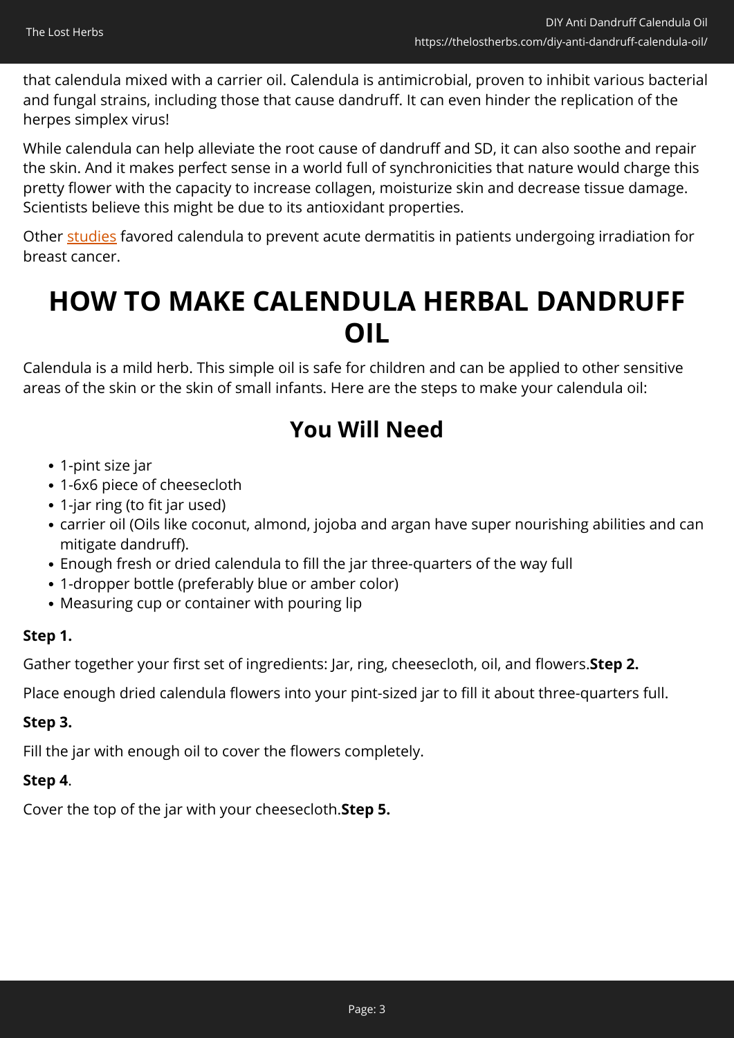that calendula mixed with a carrier oil. Calendula is antimicrobial, proven to inhibit various bacterial and fungal strains, including those that cause dandruff. It can even hinder the replication of the herpes simplex virus!

While calendula can help alleviate the root cause of dandruff and SD, it can also soothe and repair the skin. And it makes perfect sense in a world full of synchronicities that nature would charge this pretty flower with the capacity to increase collagen, moisturize skin and decrease tissue damage. Scientists believe this might be due to its antioxidant properties.

Other studies favored calendula to prevent acute dermatitis in patients undergoing irradiation for breast cancer.

# HOW TO MAKE CALENDULA HERBAL DANDRUFF OIL

Calendula is a mild herb. This simple oil is safe for children and can be applied to other sensitive areas of the skin or the skin of small infants. Here are the steps to make your calendula oil:

## You Will Need

- 1-pint size jar
- 1-6x6 piece of cheesecloth
- 1-jar ring (to fit jar used)
- carrier oil (Oils like coconut, almond, jojoba and argan have super nourishing abilities and can mitigate dandruff).
- Enough fresh or dried calendula to fill the jar three-quarters of the way full
- 1-dropper bottle (preferably blue or amber color)
- Measuring cup or container with pouring lip

**Step 1.**

Gather together your first set of ingredients: Jar, ring, cheesecloth, oil, and flowers.

**Step 2.**

Place enough dried calendula flowers into your pint-sized jar to fill it about three-quarters full.

**Step 3.**

Fill the jar with enough oil to cover the flowers completely.

**Step 4**.

Cover the top of the jar with your cheesecloth.

**Step 5.**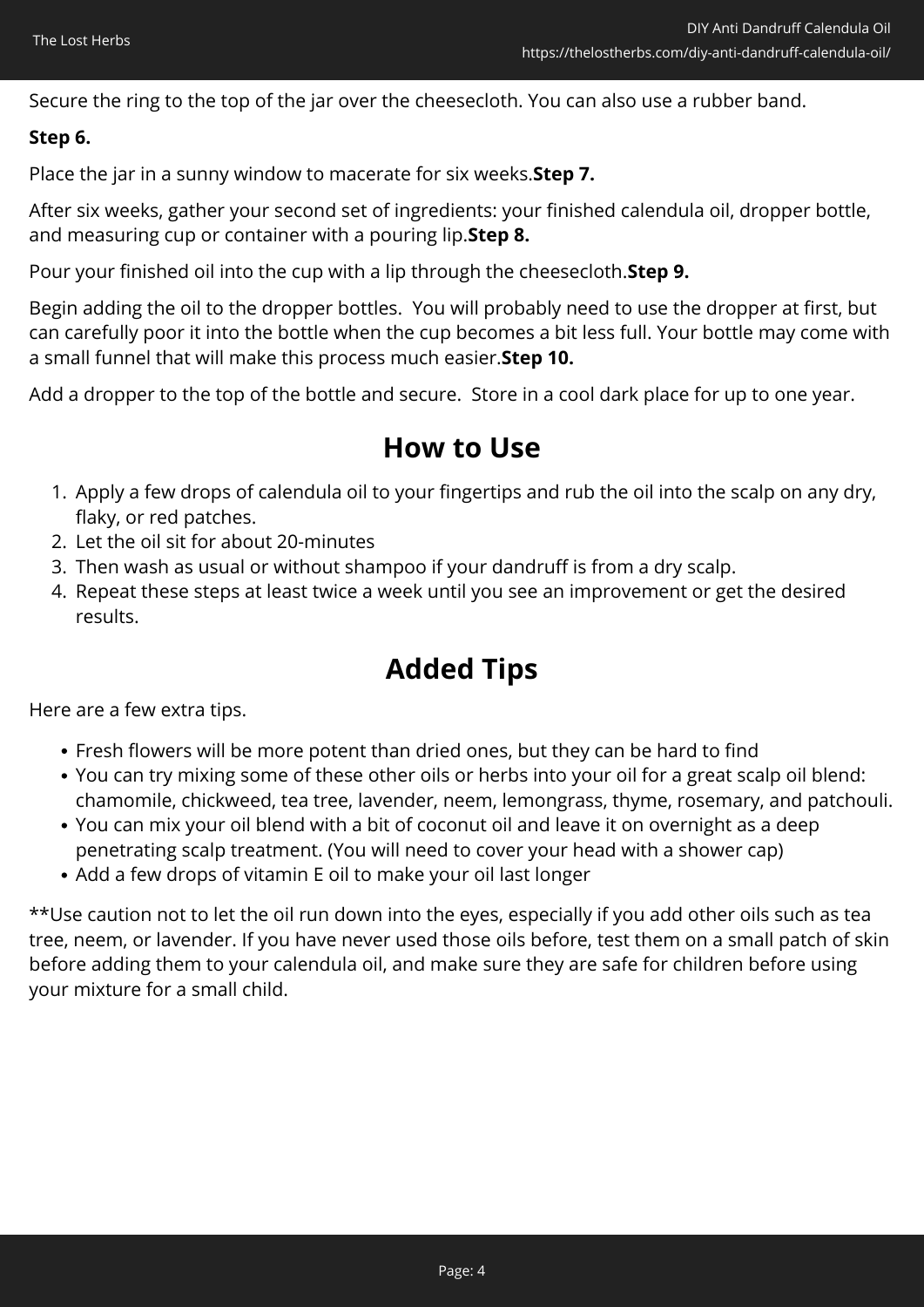Secure the ring to the top of the jar over the cheesecloth. You can also use a rubber band.

**Step 6.**

Place the jar in a sunny window to macerate for six weeks.**Step 7.**

After six weeks, gather your second set of ingredients: your finished calendula oil, dropper bottle, and measuring cup or container with a pouring lip.**Step 8.**

Pour your finished oil into the cup with a lip through the cheesecloth.**Step 9.**

Begin adding the oil to the dropper bottles.  You will probably need to use the dropper at first, but can carefully poor it into the bottle when the cup becomes a bit less full. Your bottle may come with a small funnel that will make this process much easier.**Step 10.**

Add a dropper to the top of the bottle and secure.  Store in a cool dark place for up to one year.

## How to Use

1. Apply a few drops of calendula oil to your fingertips and rub the oil into the scalp on any dry, flaky, or red patches.
2. Let the oil sit for about 20-minutes
3. Then wash as usual or without shampoo if your dandruff is from a dry scalp.
4. Repeat these steps at least twice a week until you see an improvement or get the desired results.

## Added Tips

Here are a few extra tips.

- Fresh flowers will be more potent than dried ones, but they can be hard to find
- You can try mixing some of these other oils or herbs into your oil for a great scalp oil blend: chamomile, chickweed, tea tree, lavender, neem, lemongrass, thyme, rosemary, and patchouli.
- You can mix your oil blend with a bit of coconut oil and leave it on overnight as a deep penetrating scalp treatment. (You will need to cover your head with a shower cap)
- Add a few drops of vitamin E oil to make your oil last longer

**Use caution not to let the oil run down into the eyes, especially if you add other oils such as tea tree, neem, or lavender. If you have never used those oils before, test them on a small patch of skin before adding them to your calendula oil, and make sure they are safe for children before using your mixture for a small child.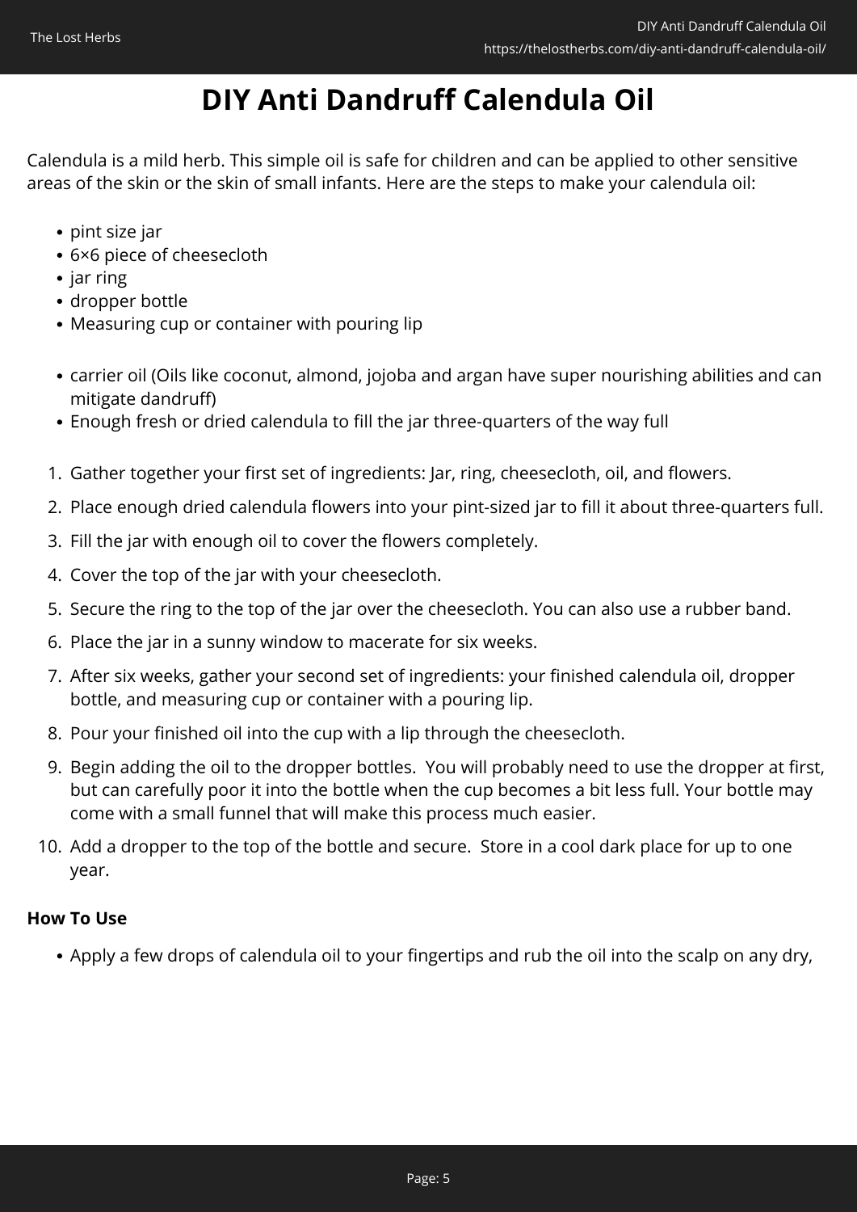# DIY Anti Dandruff Calendula Oil

Calendula is a mild herb. This simple oil is safe for children and can be applied to other sensitive areas of the skin or the skin of small infants. Here are the steps to make your calendula oil:

- pint size jar
- 6×6 piece of cheesecloth
- jar ring
- dropper bottle
- Measuring cup or container with pouring lip

- carrier oil (Oils like coconut, almond, jojoba and argan have super nourishing abilities and can mitigate dandruff)
- Enough fresh or dried calendula to fill the jar three-quarters of the way full

1. Gather together your first set of ingredients: Jar, ring, cheesecloth, oil, and flowers.
2. Place enough dried calendula flowers into your pint-sized jar to fill it about three-quarters full.
3. Fill the jar with enough oil to cover the flowers completely.
4. Cover the top of the jar with your cheesecloth.
5. Secure the ring to the top of the jar over the cheesecloth. You can also use a rubber band.
6. Place the jar in a sunny window to macerate for six weeks.
7. After six weeks, gather your second set of ingredients: your finished calendula oil, dropper bottle, and measuring cup or container with a pouring lip.
8. Pour your finished oil into the cup with a lip through the cheesecloth.
9. Begin adding the oil to the dropper bottles.  You will probably need to use the dropper at first, but can carefully poor it into the bottle when the cup becomes a bit less full. Your bottle may come with a small funnel that will make this process much easier.
10. Add a dropper to the top of the bottle and secure.  Store in a cool dark place for up to one year.

**How To Use**

- Apply a few drops of calendula oil to your fingertips and rub the oil into the scalp on any dry,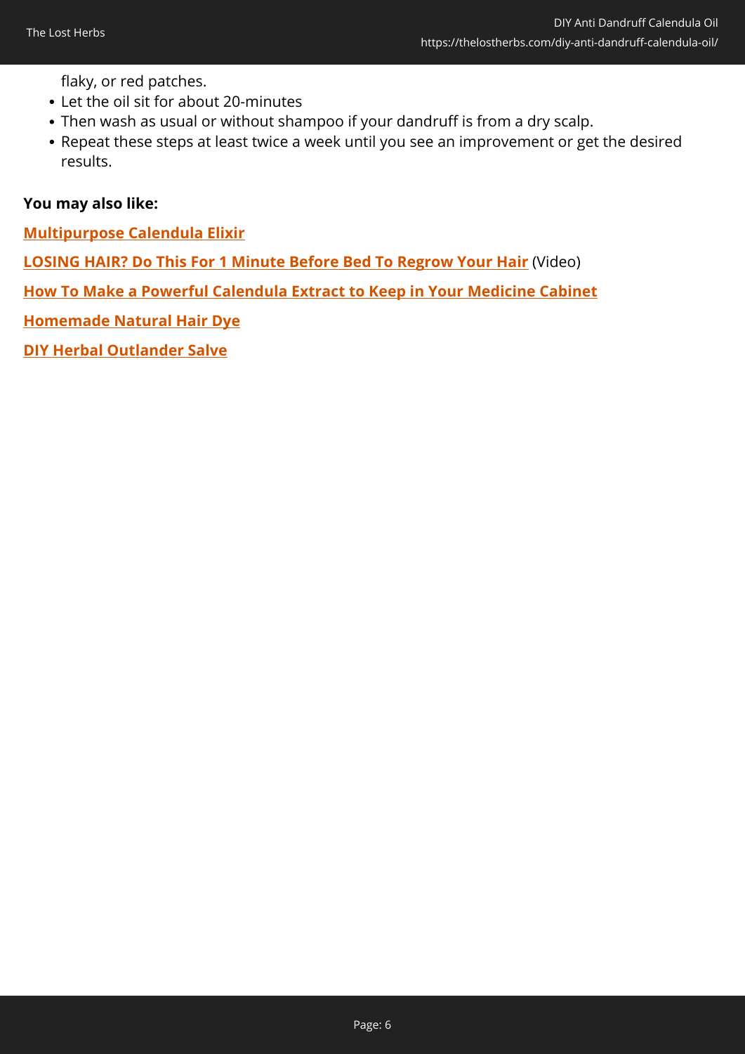flaky, or red patches.
- Let the oil sit for about 20-minutes
- Then wash as usual or without shampoo if your dandruff is from a dry scalp.
- Repeat these steps at least twice a week until you see an improvement or get the desired results.

**You may also like:**

**Multipurpose Calendula Elixir**

**LOSING HAIR? Do This For 1 Minute Before Bed To Regrow Your Hair** (Video)

**How To Make a Powerful Calendula Extract to Keep in Your Medicine Cabinet**

**Homemade Natural Hair Dye**

**DIY Herbal Outlander Salve**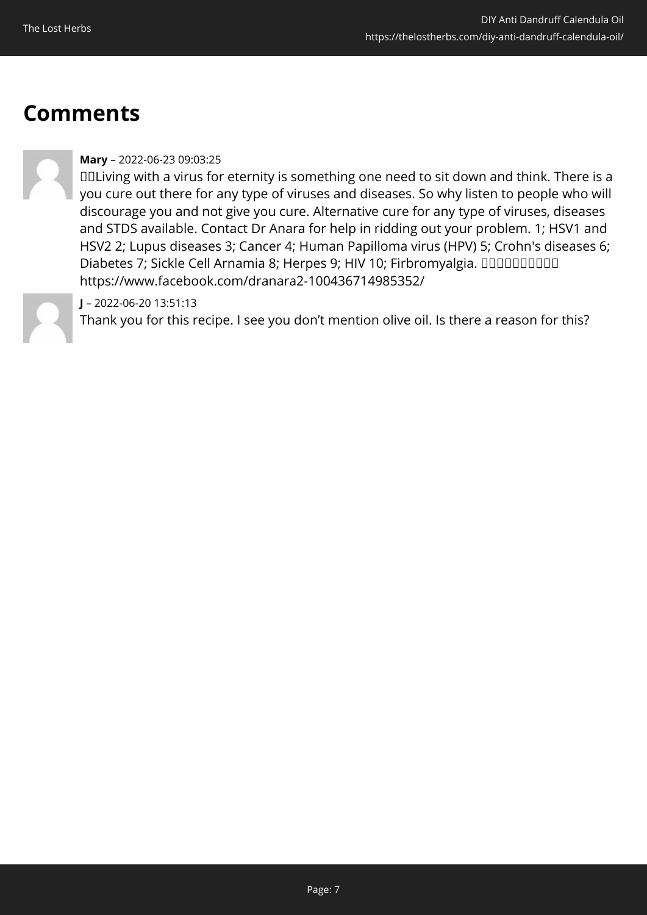## Comments

**Mary** – 2022-06-23 09:03:25

Living with a virus for eternity is something one need to sit down and think. There is a you cure out there for any type of viruses and diseases. So why listen to people who will discourage you and not give you cure. Alternative cure for any type of viruses, diseases and STDS available. Contact Dr Anara for help in ridding out your problem. 1; HSV1 and HSV2 2; Lupus diseases 3; Cancer 4; Human Papilloma virus (HPV) 5; Crohn's diseases 6; Diabetes 7; Sickle Cell Arnamia 8; Herpes 9; HIV 10; Firbromyalgia. https://www.facebook.com/dranara2-100436714985352/

**J** – 2022-06-20 13:51:13

Thank you for this recipe. I see you don't mention olive oil. Is there a reason for this?